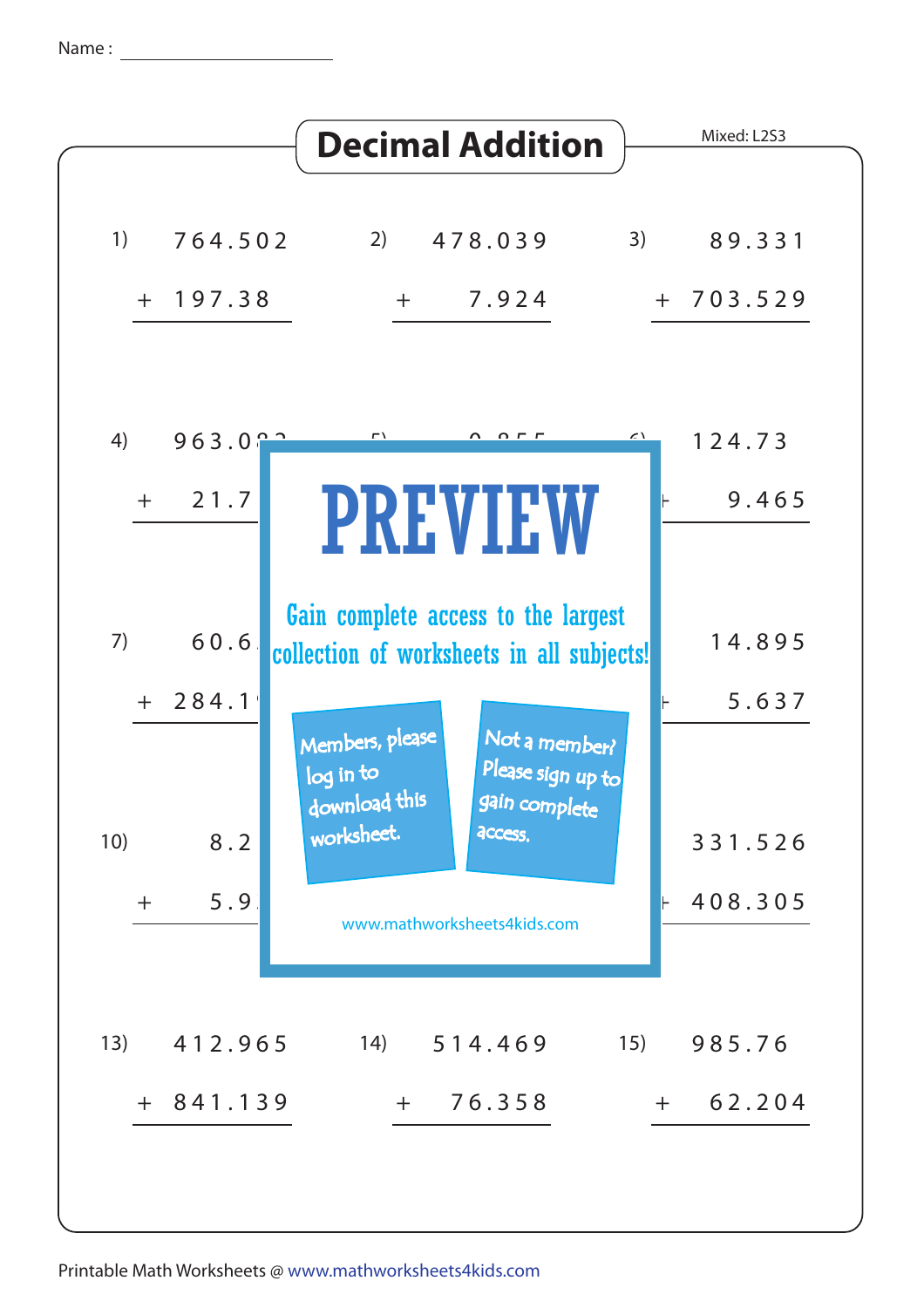Name : ______________________

# Decimal Addition

Mixed: L2S3

1) $764.502 + 197.38$

2) $478.039 + 7.924$

3) $89.331 + 703.529$

4) $963.0\ldots + 21.7\ldots$

5) $0.855\ldots$

6) $124.73 + 9.465$

7) $60.6\ldots + 284.1\ldots$

9) $14.895 + 5.637$

10) $8.2\ldots + 5.9\ldots$

12) $331.526 + 408.305$

13) $412.965 + 841.139$

14) $514.469 + 76.358$

15) $985.76 + 62.204$

PREVIEW

Gain complete access to the largest collection of worksheets in all subjects!

Members, please log in to download this worksheet.

Not a member? Please sign up to gain complete access.

www.mathworksheets4kids.com

Printable Math Worksheets @ www.mathworksheets4kids.com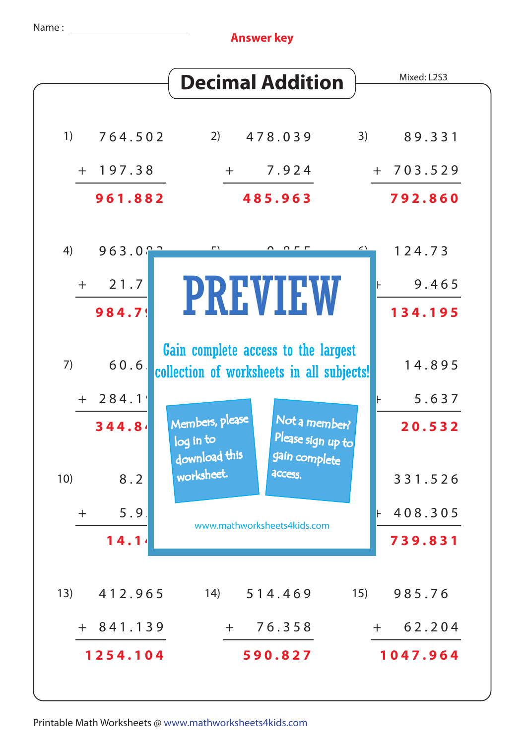Name : ____________________

**Answer key**

# Decimal Addition

Mixed: L2S3

1) 764.502 + 197.38 = **961.882**

2) 478.039 + 7.924 = **485.963**

3) 89.331 + 703.529 = **792.860**

4) 963.0 + 21.7 = **984.7**

5) 0.855

6) 124.73 + 9.465 = **134.195**

7) 60.6 + 284.1 = **344.8**

8) 14.895 + 5.637 = **20.532**

10) 8.2 + 5.9 = **14.1**

12) 331.526 + 408.305 = **739.831**

13) 412.965 + 841.139 = **1254.104**

14) 514.469 + 76.358 = **590.827**

15) 985.76 + 62.204 = **1047.964**

PREVIEW

Gain complete access to the largest collection of worksheets in all subjects!

Members, please log in to download this worksheet.

Not a member? Please sign up to gain complete access.

www.mathworksheets4kids.com

Printable Math Worksheets @ www.mathworksheets4kids.com